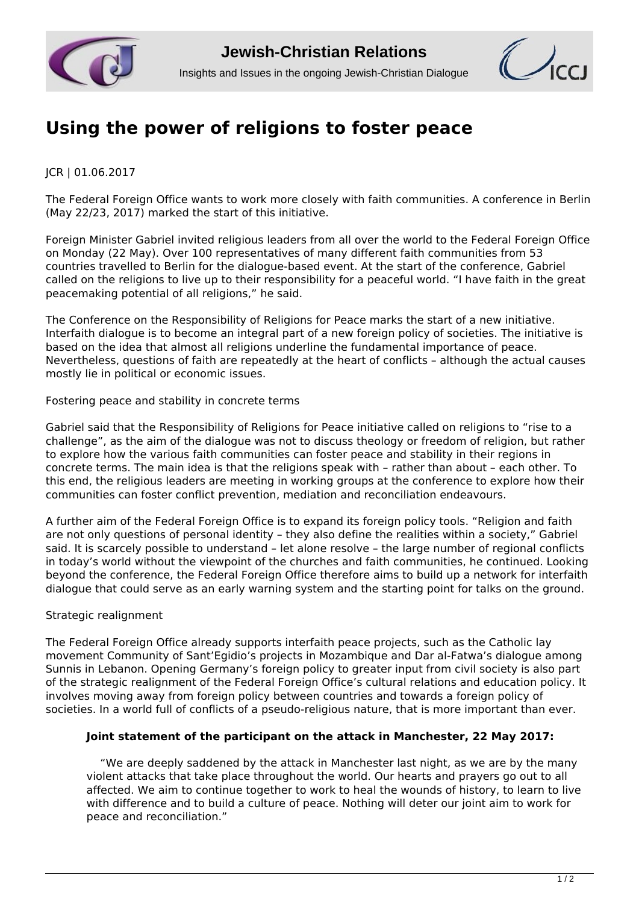# Using the power of religions to foster peace

JCR | 01.06.2017

The Federal Foreign Office wants to work more closely with faith communities. A conference in Berlin (May 22/23, 2017) marked the start of this initiative.

Foreign Minister Gabriel invited religious leaders from all over the world to the Federal Foreign Office on Monday (22 May). Over 100 representatives of many different faith communities from 53 countries travelled to Berlin for the dialogue-based event. At the start of the conference, Gabriel called on the religions to live up to their responsibility for a peaceful world. "I have faith in the great peacemaking potential of all religions," he said.

The Conference on the Responsibility of Religions for Peace marks the start of a new initiative. Interfaith dialogue is to become an integral part of a new foreign policy of societies. The initiative is based on the idea that almost all religions underline the fundamental importance of peace. Nevertheless, questions of faith are repeatedly at the heart of conflicts – although the actual causes mostly lie in political or economic issues.

Fostering peace and stability in concrete terms

Gabriel said that the Responsibility of Religions for Peace initiative called on religions to "rise to a challenge", as the aim of the dialogue was not to discuss theology or freedom of religion, but rather to explore how the various faith communities can foster peace and stability in their regions in concrete terms. The main idea is that the religions speak with – rather than about – each other. To this end, the religious leaders are meeting in working groups at the conference to explore how their communities can foster conflict prevention, mediation and reconciliation endeavours.

A further aim of the Federal Foreign Office is to expand its foreign policy tools. "Religion and faith are not only questions of personal identity – they also define the realities within a society," Gabriel said. It is scarcely possible to understand – let alone resolve – the large number of regional conflicts in today's world without the viewpoint of the churches and faith communities, he continued. Looking beyond the conference, the Federal Foreign Office therefore aims to build up a network for interfaith dialogue that could serve as an early warning system and the starting point for talks on the ground.

Strategic realignment

The Federal Foreign Office already supports interfaith peace projects, such as the Catholic lay movement Community of Sant'Egidio's projects in Mozambique and Dar al-Fatwa's dialogue among Sunnis in Lebanon. Opening Germany's foreign policy to greater input from civil society is also part of the strategic realignment of the Federal Foreign Office's cultural relations and education policy. It involves moving away from foreign policy between countries and towards a foreign policy of societies. In a world full of conflicts of a pseudo-religious nature, that is more important than ever.

**Joint statement of the participant on the attack in Manchester, 22 May 2017:**

> "We are deeply saddened by the attack in Manchester last night, as we are by the many violent attacks that take place throughout the world. Our hearts and prayers go out to all affected. We aim to continue together to work to heal the wounds of history, to learn to live with difference and to build a culture of peace. Nothing will deter our joint aim to work for peace and reconciliation."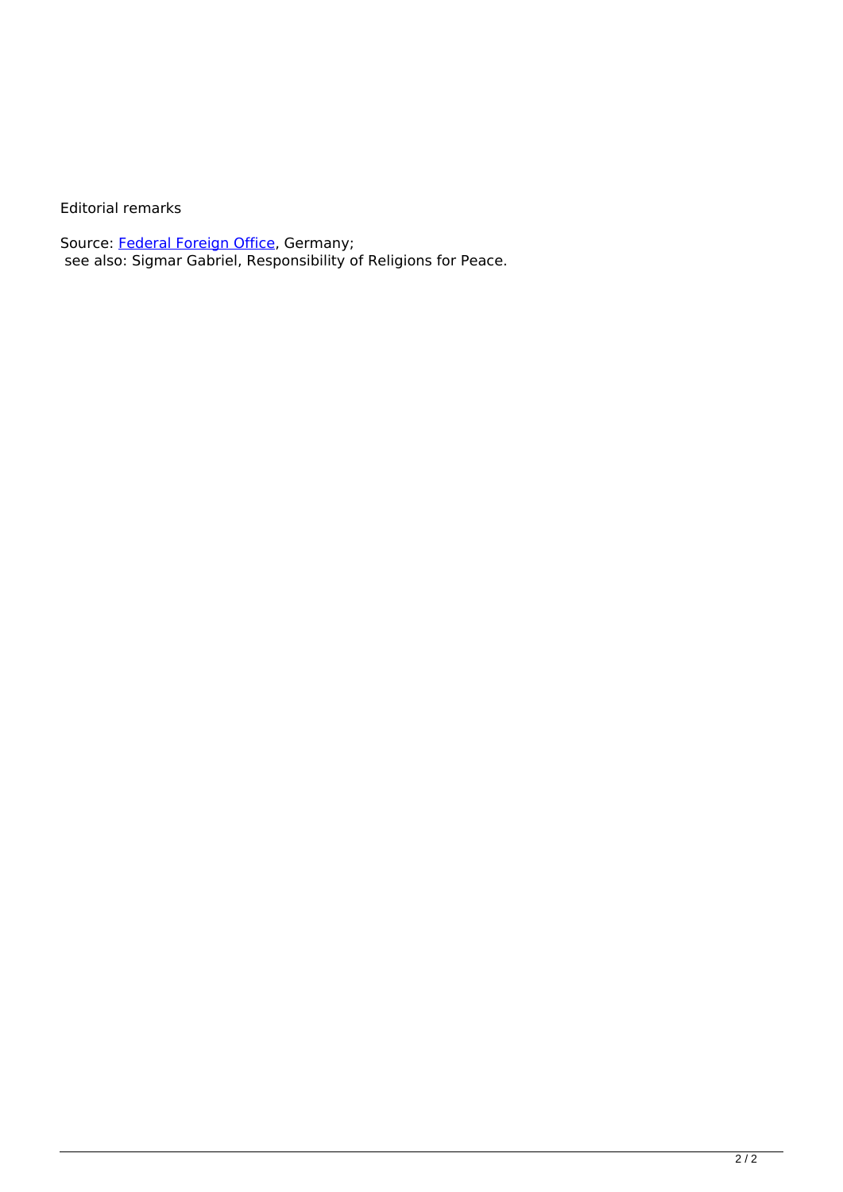Editorial remarks

Source: [Federal Foreign Office](), Germany;
see also: Sigmar Gabriel, Responsibility of Religions for Peace.